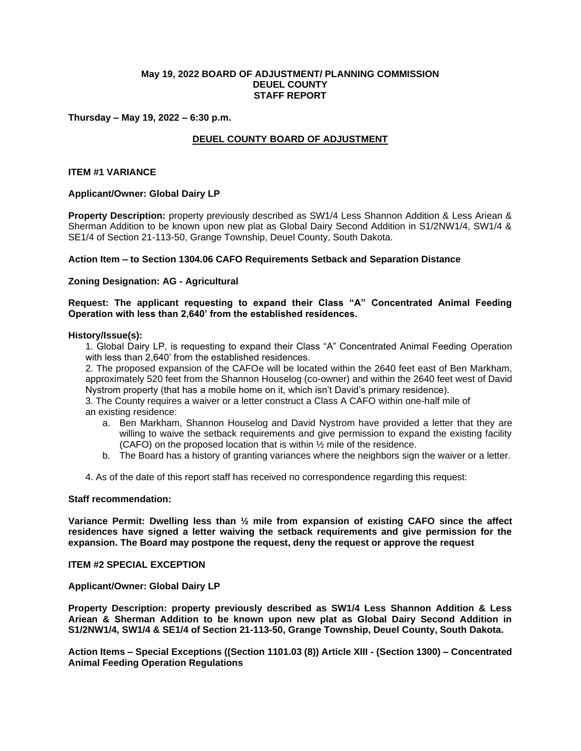**May 19, 2022 BOARD OF ADJUSTMENT/ PLANNING COMMISSION**
**DEUEL COUNTY**
**STAFF REPORT**

**Thursday – May 19, 2022 – 6:30 p.m.**

## DEUEL COUNTY BOARD OF ADJUSTMENT

### ITEM #1 VARIANCE

**Applicant/Owner: Global Dairy LP**

**Property Description:** property previously described as SW1/4 Less Shannon Addition & Less Ariean & Sherman Addition to be known upon new plat as Global Dairy Second Addition in S1/2NW1/4, SW1/4 & SE1/4 of Section 21-113-50, Grange Township, Deuel County, South Dakota.

**Action Item – to Section 1304.06 CAFO Requirements Setback and Separation Distance**

**Zoning Designation: AG - Agricultural**

**Request: The applicant requesting to expand their Class "A" Concentrated Animal Feeding Operation with less than 2,640' from the established residences.**

**History/Issue(s):**

1. Global Dairy LP, is requesting to expand their Class "A" Concentrated Animal Feeding Operation with less than 2,640' from the established residences.
2. The proposed expansion of the CAFOe will be located within the 2640 feet east of Ben Markham, approximately 520 feet from the Shannon Houselog (co-owner) and within the 2640 feet west of David Nystrom property (that has a mobile home on it, which isn't David's primary residence).
3. The County requires a waiver or a letter construct a Class A CAFO within one-half mile of an existing residence:
   a. Ben Markham, Shannon Houselog and David Nystrom have provided a letter that they are willing to waive the setback requirements and give permission to expand the existing facility (CAFO) on the proposed location that is within ½ mile of the residence.
   b. The Board has a history of granting variances where the neighbors sign the waiver or a letter.
4. As of the date of this report staff has received no correspondence regarding this request:

**Staff recommendation:**

**Variance Permit: Dwelling less than ½ mile from expansion of existing CAFO since the affect residences have signed a letter waiving the setback requirements and give permission for the expansion. The Board may postpone the request, deny the request or approve the request**

### ITEM #2 SPECIAL EXCEPTION

**Applicant/Owner: Global Dairy LP**

**Property Description: property previously described as SW1/4 Less Shannon Addition & Less Ariean & Sherman Addition to be known upon new plat as Global Dairy Second Addition in S1/2NW1/4, SW1/4 & SE1/4 of Section 21-113-50, Grange Township, Deuel County, South Dakota.**

**Action Items – Special Exceptions ((Section 1101.03 (8)) Article XIII - (Section 1300) – Concentrated Animal Feeding Operation Regulations**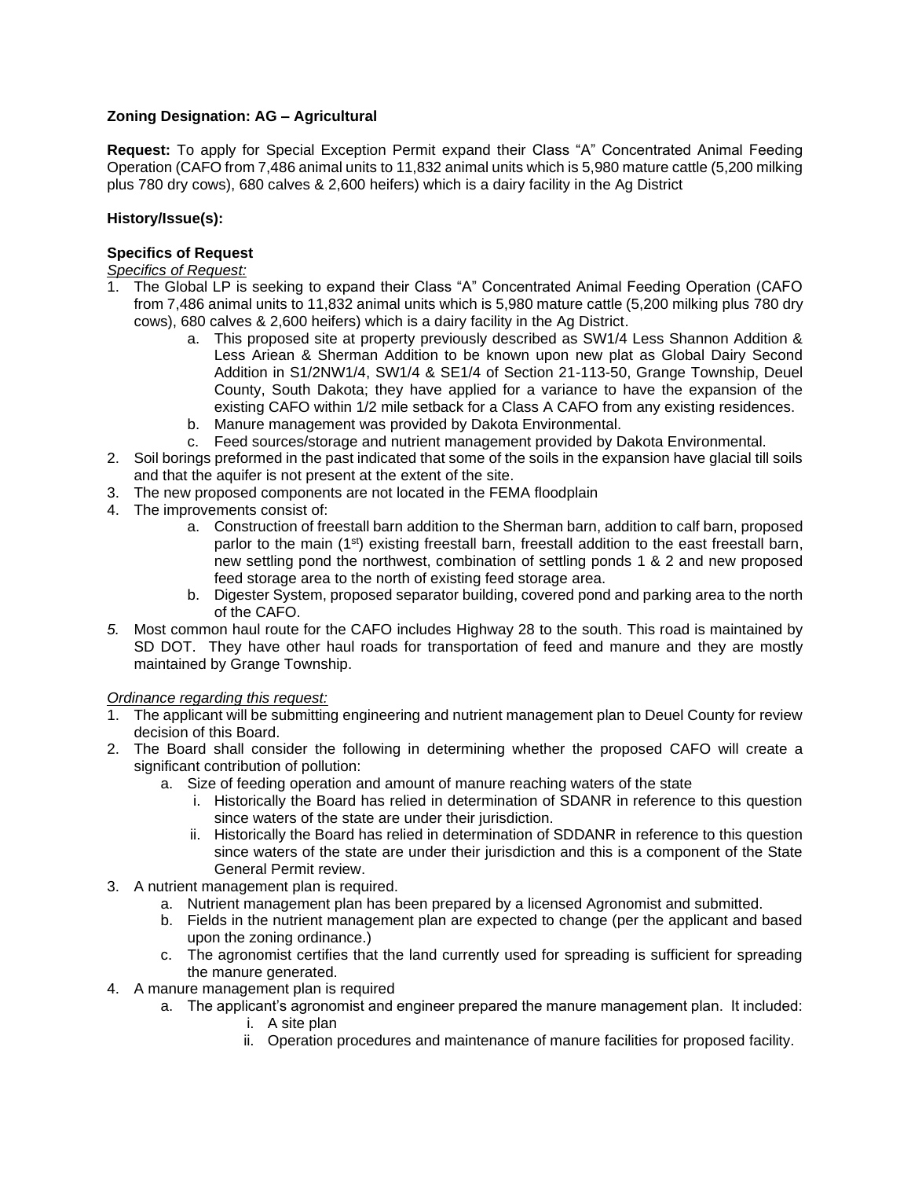**Zoning Designation: AG – Agricultural**

**Request:** To apply for Special Exception Permit expand their Class "A" Concentrated Animal Feeding Operation (CAFO from 7,486 animal units to 11,832 animal units which is 5,980 mature cattle (5,200 milking plus 780 dry cows), 680 calves & 2,600 heifers) which is a dairy facility in the Ag District

**History/Issue(s):**

**Specifics of Request**

*Specifics of Request:*

1. The Global LP is seeking to expand their Class "A" Concentrated Animal Feeding Operation (CAFO from 7,486 animal units to 11,832 animal units which is 5,980 mature cattle (5,200 milking plus 780 dry cows), 680 calves & 2,600 heifers) which is a dairy facility in the Ag District.
    a. This proposed site at property previously described as SW1/4 Less Shannon Addition & Less Ariean & Sherman Addition to be known upon new plat as Global Dairy Second Addition in S1/2NW1/4, SW1/4 & SE1/4 of Section 21-113-50, Grange Township, Deuel County, South Dakota; they have applied for a variance to have the expansion of the existing CAFO within 1/2 mile setback for a Class A CAFO from any existing residences.
    b. Manure management was provided by Dakota Environmental.
    c. Feed sources/storage and nutrient management provided by Dakota Environmental.
2. Soil borings preformed in the past indicated that some of the soils in the expansion have glacial till soils and that the aquifer is not present at the extent of the site.
3. The new proposed components are not located in the FEMA floodplain
4. The improvements consist of:
    a. Construction of freestall barn addition to the Sherman barn, addition to calf barn, proposed parlor to the main (1st) existing freestall barn, freestall addition to the east freestall barn, new settling pond the northwest, combination of settling ponds 1 & 2 and new proposed feed storage area to the north of existing feed storage area.
    b. Digester System, proposed separator building, covered pond and parking area to the north of the CAFO.
5. Most common haul route for the CAFO includes Highway 28 to the south. This road is maintained by SD DOT. They have other haul roads for transportation of feed and manure and they are mostly maintained by Grange Township.

*Ordinance regarding this request:*

1. The applicant will be submitting engineering and nutrient management plan to Deuel County for review decision of this Board.
2. The Board shall consider the following in determining whether the proposed CAFO will create a significant contribution of pollution:
    a. Size of feeding operation and amount of manure reaching waters of the state
        i. Historically the Board has relied in determination of SDANR in reference to this question since waters of the state are under their jurisdiction.
        ii. Historically the Board has relied in determination of SDDANR in reference to this question since waters of the state are under their jurisdiction and this is a component of the State General Permit review.
3. A nutrient management plan is required.
    a. Nutrient management plan has been prepared by a licensed Agronomist and submitted.
    b. Fields in the nutrient management plan are expected to change (per the applicant and based upon the zoning ordinance.)
    c. The agronomist certifies that the land currently used for spreading is sufficient for spreading the manure generated.
4. A manure management plan is required
    a. The applicant's agronomist and engineer prepared the manure management plan. It included:
        i. A site plan
        ii. Operation procedures and maintenance of manure facilities for proposed facility.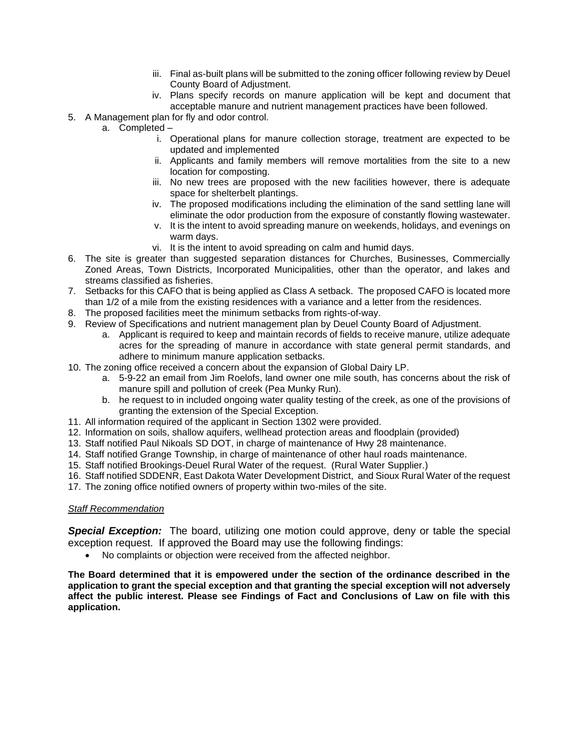- iii. Final as-built plans will be submitted to the zoning officer following review by Deuel County Board of Adjustment.
   - iv. Plans specify records on manure application will be kept and document that acceptable manure and nutrient management practices have been followed.

5. A Management plan for fly and odor control.
   a. Completed –
      - i. Operational plans for manure collection storage, treatment are expected to be updated and implemented
      - ii. Applicants and family members will remove mortalities from the site to a new location for composting.
      - iii. No new trees are proposed with the new facilities however, there is adequate space for shelterbelt plantings.
      - iv. The proposed modifications including the elimination of the sand settling lane will eliminate the odor production from the exposure of constantly flowing wastewater.
      - v. It is the intent to avoid spreading manure on weekends, holidays, and evenings on warm days.
      - vi. It is the intent to avoid spreading on calm and humid days.
6. The site is greater than suggested separation distances for Churches, Businesses, Commercially Zoned Areas, Town Districts, Incorporated Municipalities, other than the operator, and lakes and streams classified as fisheries.
7. Setbacks for this CAFO that is being applied as Class A setback. The proposed CAFO is located more than 1/2 of a mile from the existing residences with a variance and a letter from the residences.
8. The proposed facilities meet the minimum setbacks from rights-of-way.
9. Review of Specifications and nutrient management plan by Deuel County Board of Adjustment.
   a. Applicant is required to keep and maintain records of fields to receive manure, utilize adequate acres for the spreading of manure in accordance with state general permit standards, and adhere to minimum manure application setbacks.
10. The zoning office received a concern about the expansion of Global Dairy LP.
    a. 5-9-22 an email from Jim Roelofs, land owner one mile south, has concerns about the risk of manure spill and pollution of creek (Pea Munky Run).
    b. he request to in included ongoing water quality testing of the creek, as one of the provisions of granting the extension of the Special Exception.
11. All information required of the applicant in Section 1302 were provided.
12. Information on soils, shallow aquifers, wellhead protection areas and floodplain (provided)
13. Staff notified Paul Nikoals SD DOT, in charge of maintenance of Hwy 28 maintenance.
14. Staff notified Grange Township, in charge of maintenance of other haul roads maintenance.
15. Staff notified Brookings-Deuel Rural Water of the request. (Rural Water Supplier.)
16. Staff notified SDDENR, East Dakota Water Development District, and Sioux Rural Water of the request
17. The zoning office notified owners of property within two-miles of the site.

*Staff Recommendation*

***Special Exception:*** The board, utilizing one motion could approve, deny or table the special exception request. If approved the Board may use the following findings:

- No complaints or objection were received from the affected neighbor.

**The Board determined that it is empowered under the section of the ordinance described in the application to grant the special exception and that granting the special exception will not adversely affect the public interest. Please see Findings of Fact and Conclusions of Law on file with this application.**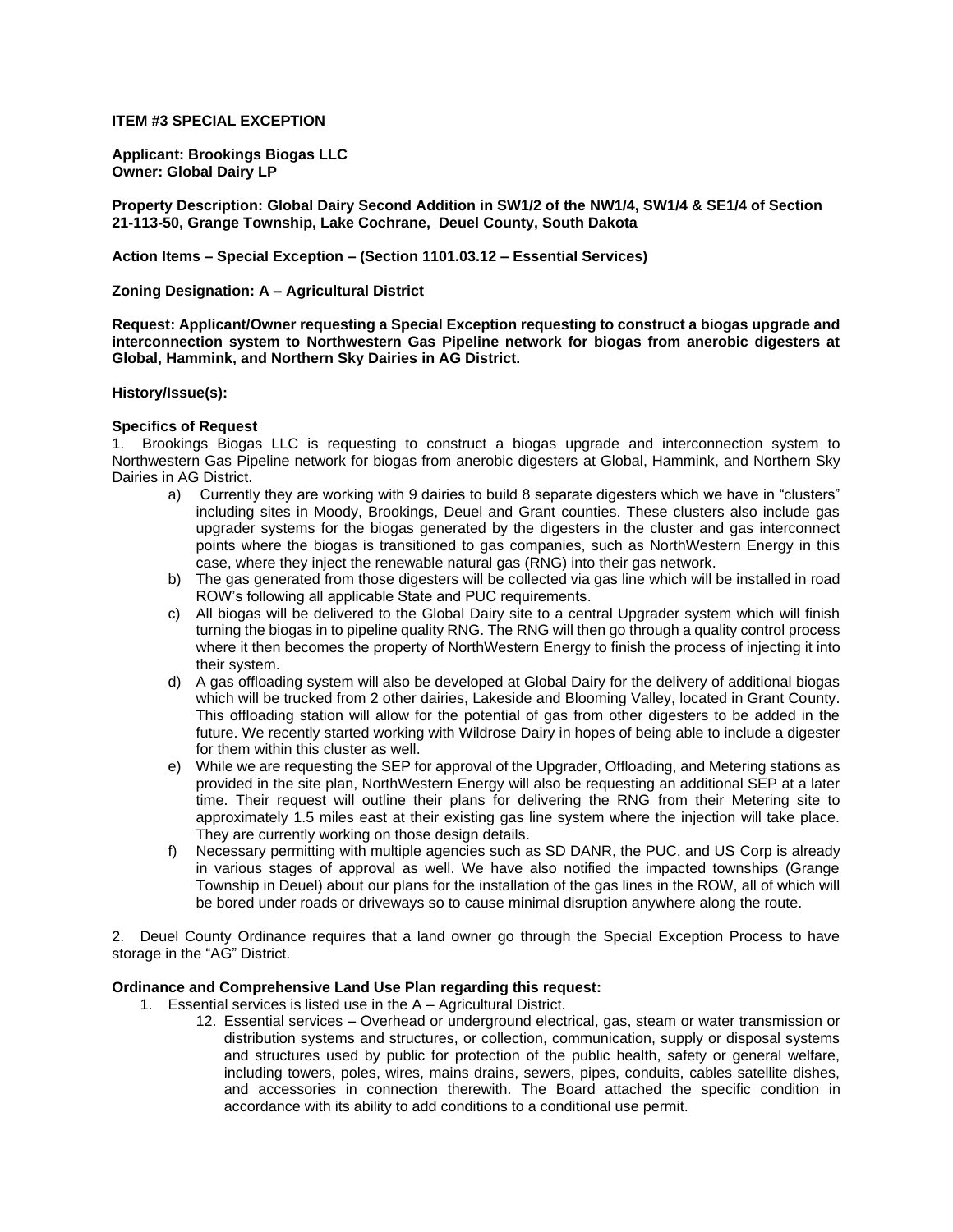**ITEM #3 SPECIAL EXCEPTION**

**Applicant: Brookings Biogas LLC**
**Owner: Global Dairy LP**

**Property Description: Global Dairy Second Addition in SW1/2 of the NW1/4, SW1/4 & SE1/4 of Section 21-113-50, Grange Township, Lake Cochrane, Deuel County, South Dakota**

**Action Items – Special Exception – (Section 1101.03.12 – Essential Services)**

**Zoning Designation: A – Agricultural District**

**Request: Applicant/Owner requesting a Special Exception requesting to construct a biogas upgrade and interconnection system to Northwestern Gas Pipeline network for biogas from anerobic digesters at Global, Hammink, and Northern Sky Dairies in AG District.**

**History/Issue(s):**

**Specifics of Request**

1. Brookings Biogas LLC is requesting to construct a biogas upgrade and interconnection system to Northwestern Gas Pipeline network for biogas from anerobic digesters at Global, Hammink, and Northern Sky Dairies in AG District.
   a) Currently they are working with 9 dairies to build 8 separate digesters which we have in "clusters" including sites in Moody, Brookings, Deuel and Grant counties. These clusters also include gas upgrader systems for the biogas generated by the digesters in the cluster and gas interconnect points where the biogas is transitioned to gas companies, such as NorthWestern Energy in this case, where they inject the renewable natural gas (RNG) into their gas network.
   b) The gas generated from those digesters will be collected via gas line which will be installed in road ROW's following all applicable State and PUC requirements.
   c) All biogas will be delivered to the Global Dairy site to a central Upgrader system which will finish turning the biogas in to pipeline quality RNG. The RNG will then go through a quality control process where it then becomes the property of NorthWestern Energy to finish the process of injecting it into their system.
   d) A gas offloading system will also be developed at Global Dairy for the delivery of additional biogas which will be trucked from 2 other dairies, Lakeside and Blooming Valley, located in Grant County. This offloading station will allow for the potential of gas from other digesters to be added in the future. We recently started working with Wildrose Dairy in hopes of being able to include a digester for them within this cluster as well.
   e) While we are requesting the SEP for approval of the Upgrader, Offloading, and Metering stations as provided in the site plan, NorthWestern Energy will also be requesting an additional SEP at a later time. Their request will outline their plans for delivering the RNG from their Metering site to approximately 1.5 miles east at their existing gas line system where the injection will take place. They are currently working on those design details.
   f) Necessary permitting with multiple agencies such as SD DANR, the PUC, and US Corp is already in various stages of approval as well. We have also notified the impacted townships (Grange Township in Deuel) about our plans for the installation of the gas lines in the ROW, all of which will be bored under roads or driveways so to cause minimal disruption anywhere along the route.

2. Deuel County Ordinance requires that a land owner go through the Special Exception Process to have storage in the "AG" District.

**Ordinance and Comprehensive Land Use Plan regarding this request:**

1. Essential services is listed use in the A – Agricultural District.
   12. Essential services – Overhead or underground electrical, gas, steam or water transmission or distribution systems and structures, or collection, communication, supply or disposal systems and structures used by public for protection of the public health, safety or general welfare, including towers, poles, wires, mains drains, sewers, pipes, conduits, cables satellite dishes, and accessories in connection therewith. The Board attached the specific condition in accordance with its ability to add conditions to a conditional use permit.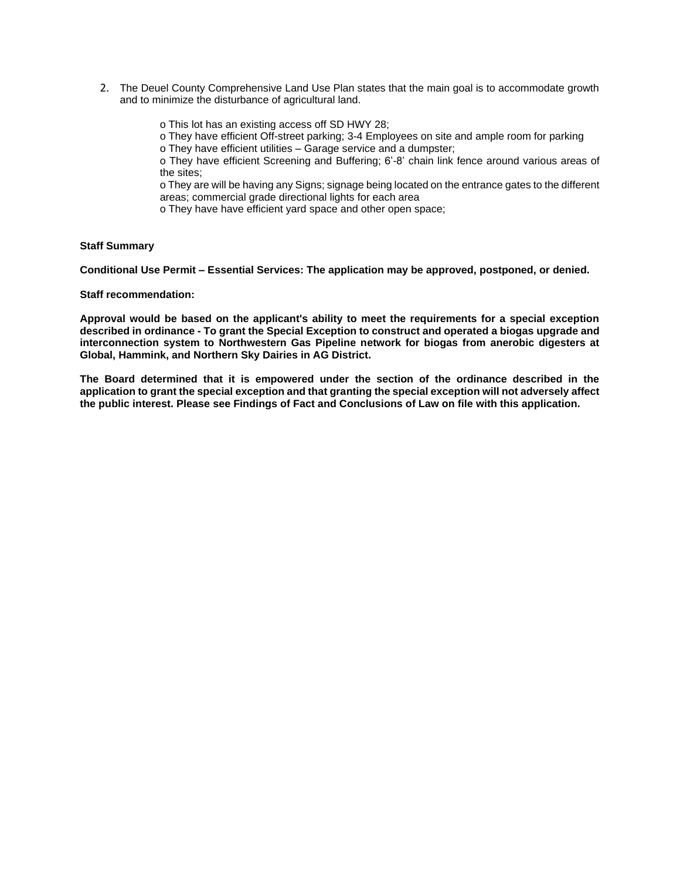2. The Deuel County Comprehensive Land Use Plan states that the main goal is to accommodate growth and to minimize the disturbance of agricultural land.

   o This lot has an existing access off SD HWY 28;
   o They have efficient Off-street parking; 3-4 Employees on site and ample room for parking
   o They have efficient utilities – Garage service and a dumpster;
   o They have efficient Screening and Buffering; 6'-8' chain link fence around various areas of the sites;
   o They are will be having any Signs; signage being located on the entrance gates to the different areas; commercial grade directional lights for each area
   o They have have efficient yard space and other open space;

**Staff Summary**

**Conditional Use Permit – Essential Services: The application may be approved, postponed, or denied.**

**Staff recommendation:**

**Approval would be based on the applicant's ability to meet the requirements for a special exception described in ordinance - To grant the Special Exception to construct and operated a biogas upgrade and interconnection system to Northwestern Gas Pipeline network for biogas from anerobic digesters at Global, Hammink, and Northern Sky Dairies in AG District.**

**The Board determined that it is empowered under the section of the ordinance described in the application to grant the special exception and that granting the special exception will not adversely affect the public interest. Please see Findings of Fact and Conclusions of Law on file with this application.**